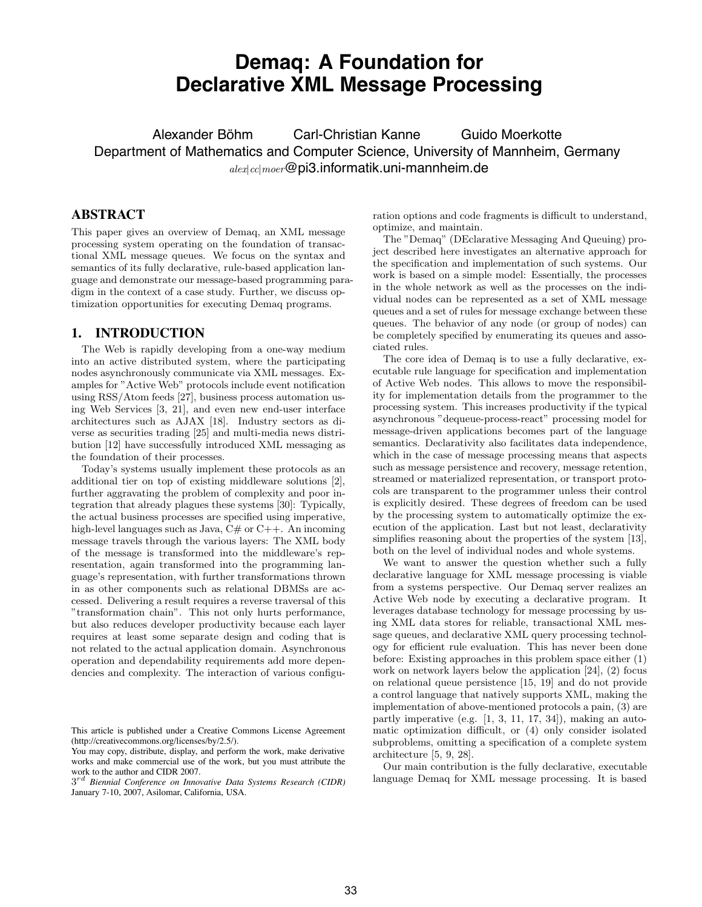# Demaq: A Foundation for Declarative XML Message Processing

Alexander Böhm Carl-Christian Kanne Guido Moerkotte

Department of Mathematics and Computer Science, University of Mannheim, Germany

*alex|cc|moer*@pi3.informatik.uni-mannheim.de

## ABSTRACT

This paper gives an overview of Demaq, an XML message processing system operating on the foundation of transactional XML message queues. We focus on the syntax and semantics of its fully declarative, rule-based application language and demonstrate our message-based programming paradigm in the context of a case study. Further, we discuss optimization opportunities for executing Demaq programs.

## 1. INTRODUCTION

The Web is rapidly developing from a one-way medium into an active distributed system, where the participating nodes asynchronously communicate via XML messages. Examples for "Active Web" protocols include event notification using RSS/Atom feeds [27], business process automation using Web Services [3, 21], and even new end-user interface architectures such as AJAX [18]. Industry sectors as diverse as securities trading [25] and multi-media news distribution [12] have successfully introduced XML messaging as the foundation of their processes.

Today's systems usually implement these protocols as an additional tier on top of existing middleware solutions [2], further aggravating the problem of complexity and poor integration that already plagues these systems [30]: Typically, the actual business processes are specified using imperative, high-level languages such as Java, C# or C++. An incoming message travels through the various layers: The XML body of the message is transformed into the middleware's representation, again transformed into the programming language's representation, with further transformations thrown in as other components such as relational DBMSs are accessed. Delivering a result requires a reverse traversal of this "transformation chain". This not only hurts performance, but also reduces developer productivity because each layer requires at least some separate design and coding that is not related to the actual application domain. Asynchronous operation and dependability requirements add more dependencies and complexity. The interaction of various configuration options and code fragments is difficult to understand, optimize, and maintain.

The "Demaq" (DEclarative Messaging And Queuing) project described here investigates an alternative approach for the specification and implementation of such systems. Our work is based on a simple model: Essentially, the processes in the whole network as well as the processes on the individual nodes can be represented as a set of XML message queues and a set of rules for message exchange between these queues. The behavior of any node (or group of nodes) can be completely specified by enumerating its queues and associated rules.

The core idea of Demaq is to use a fully declarative, executable rule language for specification and implementation of Active Web nodes. This allows to move the responsibility for implementation details from the programmer to the processing system. This increases productivity if the typical asynchronous "dequeue-process-react" processing model for message-driven applications becomes part of the language semantics. Declarativity also facilitates data independence, which in the case of message processing means that aspects such as message persistence and recovery, message retention, streamed or materialized representation, or transport protocols are transparent to the programmer unless their control is explicitly desired. These degrees of freedom can be used by the processing system to automatically optimize the execution of the application. Last but not least, declarativity simplifies reasoning about the properties of the system [13], both on the level of individual nodes and whole systems.

We want to answer the question whether such a fully declarative language for XML message processing is viable from a systems perspective. Our Demaq server realizes an Active Web node by executing a declarative program. It leverages database technology for message processing by using XML data stores for reliable, transactional XML message queues, and declarative XML query processing technology for efficient rule evaluation. This has never been done before: Existing approaches in this problem space either (1) work on network layers below the application [24], (2) focus on relational queue persistence [15, 19] and do not provide a control language that natively supports XML, making the implementation of above-mentioned protocols a pain, (3) are partly imperative (e.g. [1, 3, 11, 17, 34]), making an automatic optimization difficult, or (4) only consider isolated subproblems, omitting a specification of a complete system architecture [5, 9, 28].

Our main contribution is the fully declarative, executable language Demaq for XML message processing. It is based

This article is published under a Creative Commons License Agreement (http://creativecommons.org/licenses/by/2.5/).
You may copy, distribute, display, and perform the work, make derivative works and make commercial use of the work, but you must attribute the work to the author and CIDR 2007.
3[rd] *Biennial Conference on Innovative Data Systems Research (CIDR)* January 7-10, 2007, Asilomar, California, USA.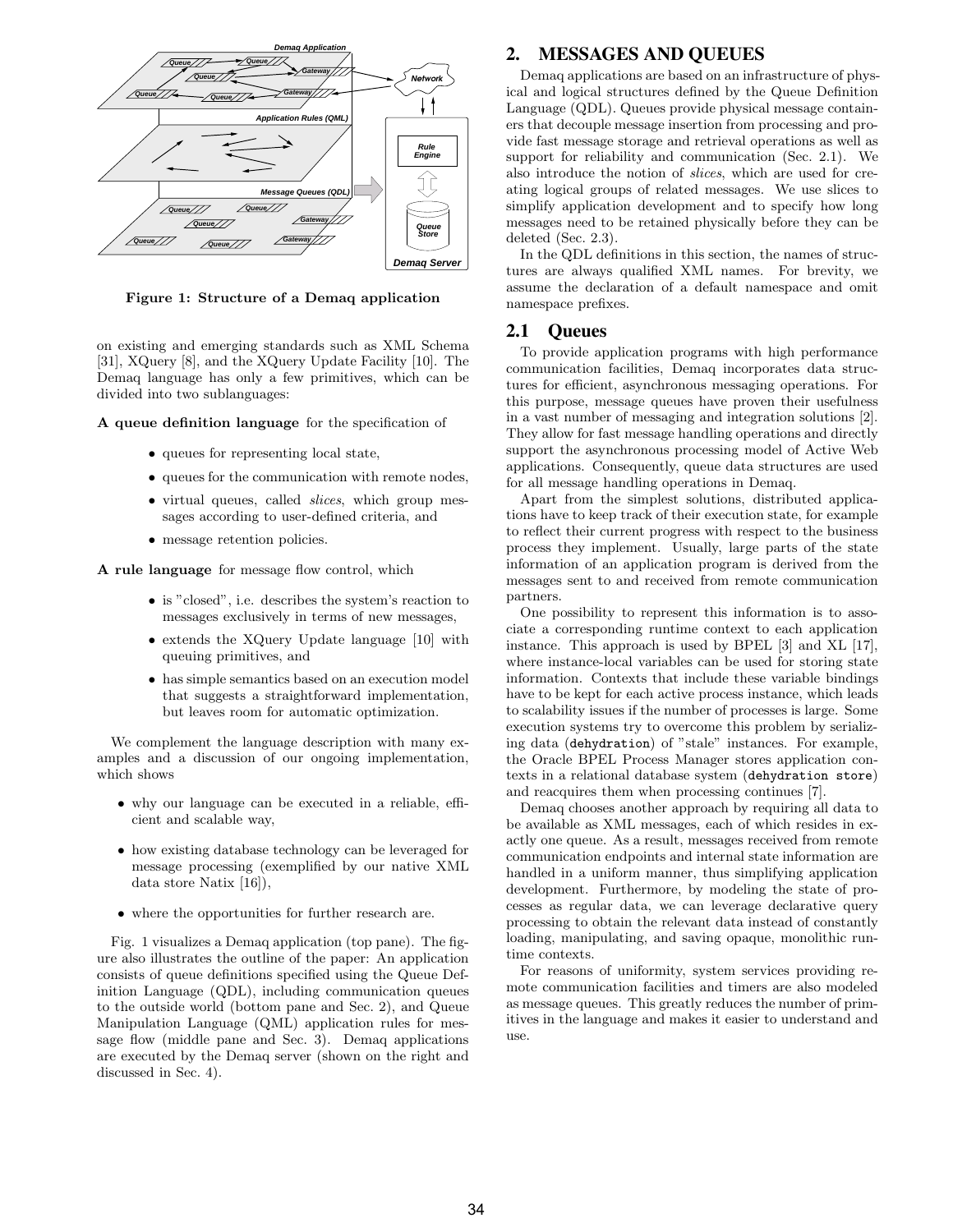Figure 1: Structure of a Demaq application

on existing and emerging standards such as XML Schema [31], XQuery [8], and the XQuery Update Facility [10]. The Demaq language has only a few primitives, which can be divided into two sublanguages:

**A queue definition language** for the specification of

- queues for representing local state,
- queues for the communication with remote nodes,
- virtual queues, called *slices*, which group messages according to user-defined criteria, and
- message retention policies.

**A rule language** for message flow control, which

- is "closed", i.e. describes the system's reaction to messages exclusively in terms of new messages,
- extends the XQuery Update language [10] with queuing primitives, and
- has simple semantics based on an execution model that suggests a straightforward implementation, but leaves room for automatic optimization.

We complement the language description with many examples and a discussion of our ongoing implementation, which shows

- why our language can be executed in a reliable, efficient and scalable way,
- how existing database technology can be leveraged for message processing (exemplified by our native XML data store Natix [16]),
- where the opportunities for further research are.

Fig. 1 visualizes a Demaq application (top pane). The figure also illustrates the outline of the paper: An application consists of queue definitions specified using the Queue Definition Language (QDL), including communication queues to the outside world (bottom pane and Sec. 2), and Queue Manipulation Language (QML) application rules for message flow (middle pane and Sec. 3). Demaq applications are executed by the Demaq server (shown on the right and discussed in Sec. 4).

## 2. MESSAGES AND QUEUES

Demaq applications are based on an infrastructure of physical and logical structures defined by the Queue Definition Language (QDL). Queues provide physical message containers that decouple message insertion from processing and provide fast message storage and retrieval operations as well as support for reliability and communication (Sec. 2.1). We also introduce the notion of *slices*, which are used for creating logical groups of related messages. We use slices to simplify application development and to specify how long messages need to be retained physically before they can be deleted (Sec. 2.3).

In the QDL definitions in this section, the names of structures are always qualified XML names. For brevity, we assume the declaration of a default namespace and omit namespace prefixes.

### 2.1 Queues

To provide application programs with high performance communication facilities, Demaq incorporates data structures for efficient, asynchronous messaging operations. For this purpose, message queues have proven their usefulness in a vast number of messaging and integration solutions [2]. They allow for fast message handling operations and directly support the asynchronous processing model of Active Web applications. Consequently, queue data structures are used for all message handling operations in Demaq.

Apart from the simplest solutions, distributed applications have to keep track of their execution state, for example to reflect their current progress with respect to the business process they implement. Usually, large parts of the state information of an application program is derived from the messages sent to and received from remote communication partners.

One possibility to represent this information is to associate a corresponding runtime context to each application instance. This approach is used by BPEL [3] and XL [17], where instance-local variables can be used for storing state information. Contexts that include these variable bindings have to be kept for each active process instance, which leads to scalability issues if the number of processes is large. Some execution systems try to overcome this problem by serializing data (`dehydration`) of "stale" instances. For example, the Oracle BPEL Process Manager stores application contexts in a relational database system (`dehydration store`) and reacquires them when processing continues [7].

Demaq chooses another approach by requiring all data to be available as XML messages, each of which resides in exactly one queue. As a result, messages received from remote communication endpoints and internal state information are handled in a uniform manner, thus simplifying application development. Furthermore, by modeling the state of processes as regular data, we can leverage declarative query processing to obtain the relevant data instead of constantly loading, manipulating, and saving opaque, monolithic runtime contexts.

For reasons of uniformity, system services providing remote communication facilities and timers are also modeled as message queues. This greatly reduces the number of primitives in the language and makes it easier to understand and use.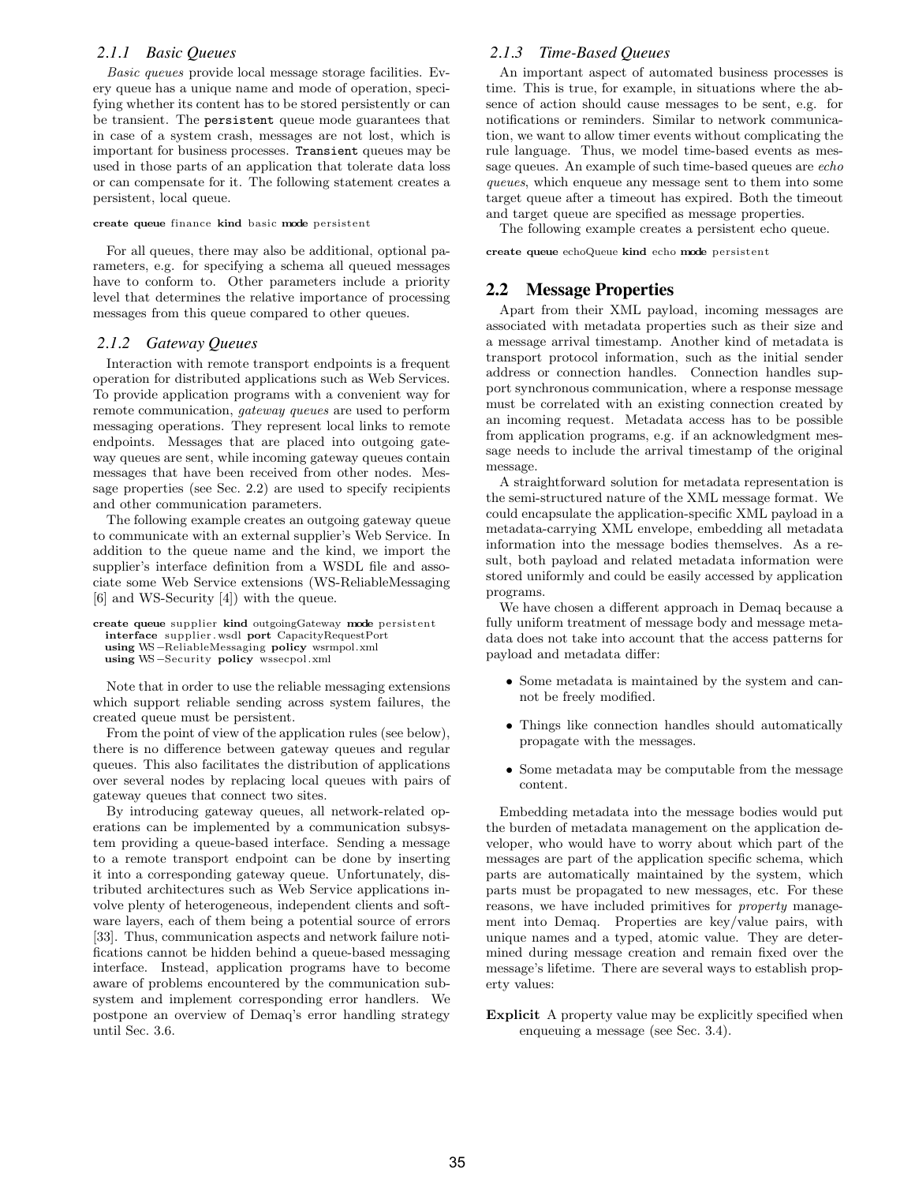#### 2.1.1 Basic Queues

*Basic queues* provide local message storage facilities. Every queue has a unique name and mode of operation, specifying whether its content has to be stored persistently or can be transient. The `persistent` queue mode guarantees that in case of a system crash, messages are not lost, which is important for business processes. `Transient` queues may be used in those parts of an application that tolerate data loss or can compensate for it. The following statement creates a persistent, local queue.

```
create queue finance kind basic mode persistent
```

For all queues, there may also be additional, optional parameters, e.g. for specifying a schema all queued messages have to conform to. Other parameters include a priority level that determines the relative importance of processing messages from this queue compared to other queues.

#### 2.1.2 Gateway Queues

Interaction with remote transport endpoints is a frequent operation for distributed applications such as Web Services. To provide application programs with a convenient way for remote communication, *gateway queues* are used to perform messaging operations. They represent local links to remote endpoints. Messages that are placed into outgoing gateway queues are sent, while incoming gateway queues contain messages that have been received from other nodes. Message properties (see Sec. 2.2) are used to specify recipients and other communication parameters.

The following example creates an outgoing gateway queue to communicate with an external supplier's Web Service. In addition to the queue name and the kind, we import the supplier's interface definition from a WSDL file and associate some Web Service extensions (WS-ReliableMessaging [6] and WS-Security [4]) with the queue.

```
create queue supplier kind outgoingGateway mode persistent
  interface supplier.wsdl port CapacityRequestPort
  using WS-ReliableMessaging policy wsrmpol.xml
  using WS-Security policy wssecpol.xml
```

Note that in order to use the reliable messaging extensions which support reliable sending across system failures, the created queue must be persistent.

From the point of view of the application rules (see below), there is no difference between gateway queues and regular queues. This also facilitates the distribution of applications over several nodes by replacing local queues with pairs of gateway queues that connect two sites.

By introducing gateway queues, all network-related operations can be implemented by a communication subsystem providing a queue-based interface. Sending a message to a remote transport endpoint can be done by inserting it into a corresponding gateway queue. Unfortunately, distributed architectures such as Web Service applications involve plenty of heterogeneous, independent clients and software layers, each of them being a potential source of errors [33]. Thus, communication aspects and network failure notifications cannot be hidden behind a queue-based messaging interface. Instead, application programs have to become aware of problems encountered by the communication subsystem and implement corresponding error handlers. We postpone an overview of Demaq's error handling strategy until Sec. 3.6.

#### 2.1.3 Time-Based Queues

An important aspect of automated business processes is time. This is true, for example, in situations where the absence of action should cause messages to be sent, e.g. for notifications or reminders. Similar to network communication, we want to allow timer events without complicating the rule language. Thus, we model time-based events as message queues. An example of such time-based queues are *echo queues*, which enqueue any message sent to them into some target queue after a timeout has expired. Both the timeout and target queue are specified as message properties.

The following example creates a persistent echo queue.

```
create queue echoQueue kind echo mode persistent
```

### 2.2 Message Properties

Apart from their XML payload, incoming messages are associated with metadata properties such as their size and a message arrival timestamp. Another kind of metadata is transport protocol information, such as the initial sender address or connection handles. Connection handles support synchronous communication, where a response message must be correlated with an existing connection created by an incoming request. Metadata access has to be possible from application programs, e.g. if an acknowledgment message needs to include the arrival timestamp of the original message.

A straightforward solution for metadata representation is the semi-structured nature of the XML message format. We could encapsulate the application-specific XML payload in a metadata-carrying XML envelope, embedding all metadata information into the message bodies themselves. As a result, both payload and related metadata information were stored uniformly and could be easily accessed by application programs.

We have chosen a different approach in Demaq because a fully uniform treatment of message body and message metadata does not take into account that the access patterns for payload and metadata differ:

- Some metadata is maintained by the system and cannot be freely modified.
- Things like connection handles should automatically propagate with the messages.
- Some metadata may be computable from the message content.

Embedding metadata into the message bodies would put the burden of metadata management on the application developer, who would have to worry about which part of the messages are part of the application specific schema, which parts are automatically maintained by the system, which parts must be propagated to new messages, etc. For these reasons, we have included primitives for *property* management into Demaq. Properties are key/value pairs, with unique names and a typed, atomic value. They are determined during message creation and remain fixed over the message's lifetime. There are several ways to establish property values:

**Explicit** A property value may be explicitly specified when enqueuing a message (see Sec. 3.4).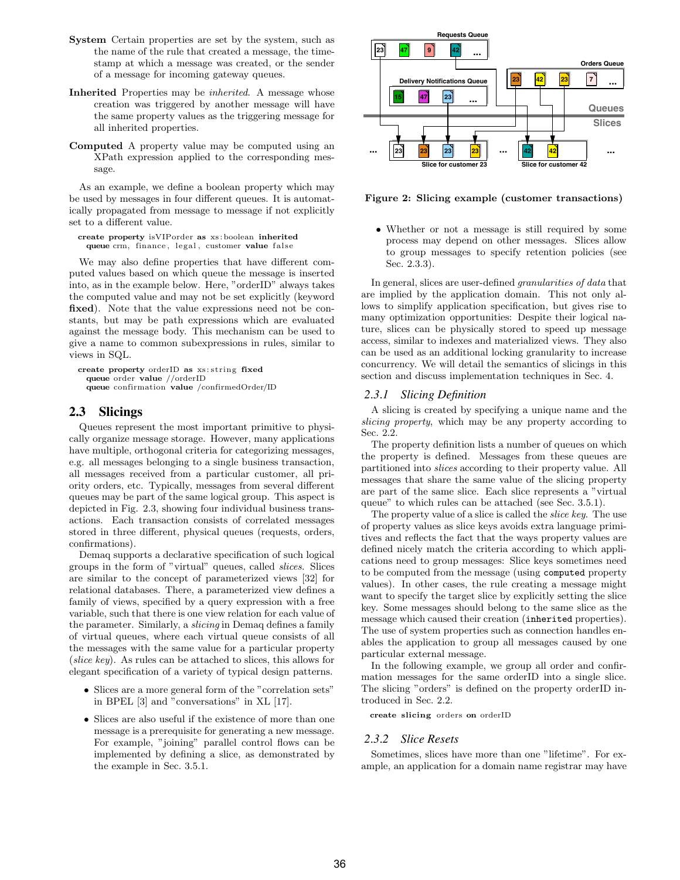**System** Certain properties are set by the system, such as the name of the rule that created a message, the time-stamp at which a message was created, or the sender of a message for incoming gateway queues.

**Inherited** Properties may be *inherited*. A message whose creation was triggered by another message will have the same property values as the triggering message for all inherited properties.

**Computed** A property value may be computed using an XPath expression applied to the corresponding message.

As an example, we define a boolean property which may be used by messages in four different queues. It is automatically propagated from message to message if not explicitly set to a different value.

```
create property isVIPorder as xs:boolean inherited
  queue crm, finance, legal, customer value false
```

We may also define properties that have different computed values based on which queue the message is inserted into, as in the example below. Here, "orderID" always takes the computed value and may not be set explicitly (keyword **fixed**). Note that the value expressions need not be constants, but may be path expressions which are evaluated against the message body. This mechanism can be used to give a name to common subexpressions in rules, similar to views in SQL.

```
create property orderID as xs:string fixed
  queue order value //orderID
  queue confirmation value /confirmedOrder/ID
```

## 2.3 Slicings

Queues represent the most important primitive to physically organize message storage. However, many applications have multiple, orthogonal criteria for categorizing messages, e.g. all messages belonging to a single business transaction, all messages received from a particular customer, all priority orders, etc. Typically, messages from several different queues may be part of the same logical group. This aspect is depicted in Fig. 2.3, showing four individual business transactions. Each transaction consists of correlated messages stored in three different, physical queues (requests, orders, confirmations).

Demaq supports a declarative specification of such logical groups in the form of "virtual" queues, called *slices*. Slices are similar to the concept of parameterized views [32] for relational databases. There, a parameterized view defines a family of views, specified by a query expression with a free variable, such that there is one view relation for each value of the parameter. Similarly, a *slicing* in Demaq defines a family of virtual queues, where each virtual queue consists of all the messages with the same value for a particular property (*slice key*). As rules can be attached to slices, this allows for elegant specification of a variety of typical design patterns.

- Slices are a more general form of the "correlation sets" in BPEL [3] and "conversations" in XL [17].
- Slices are also useful if the existence of more than one message is a prerequisite for generating a new message. For example, "joining" parallel control flows can be implemented by defining a slice, as demonstrated by the example in Sec. 3.5.1.

**Figure 2: Slicing example (customer transactions)**

- Whether or not a message is still required by some process may depend on other messages. Slices allow to group messages to specify retention policies (see Sec. 2.3.3).

In general, slices are user-defined *granularities of data* that are implied by the application domain. This not only allows to simplify application specification, but gives rise to many optimization opportunities: Despite their logical nature, slices can be physically stored to speed up message access, similar to indexes and materialized views. They also can be used as an additional locking granularity to increase concurrency. We will detail the semantics of slicings in this section and discuss implementation techniques in Sec. 4.

### 2.3.1 Slicing Definition

A slicing is created by specifying a unique name and the *slicing property*, which may be any property according to Sec. 2.2.

The property definition lists a number of queues on which the property is defined. Messages from these queues are partitioned into *slices* according to their property value. All messages that share the same value of the slicing property are part of the same slice. Each slice represents a "virtual queue" to which rules can be attached (see Sec. 3.5.1).

The property value of a slice is called the *slice key*. The use of property values as slice keys avoids extra language primitives and reflects the fact that the ways property values are defined nicely match the criteria according to which applications need to group messages: Slice keys sometimes need to be computed from the message (using `computed` property values). In other cases, the rule creating a message might want to specify the target slice by explicitly setting the slice key. Some messages should belong to the same slice as the message which caused their creation (`inherited` properties). The use of system properties such as connection handles enables the application to group all messages caused by one particular external message.

In the following example, we group all order and confirmation messages for the same orderID into a single slice. The slicing "orders" is defined on the property orderID introduced in Sec. 2.2.

```
create slicing orders on orderID
```

### 2.3.2 Slice Resets

Sometimes, slices have more than one "lifetime". For example, an application for a domain name registrar may have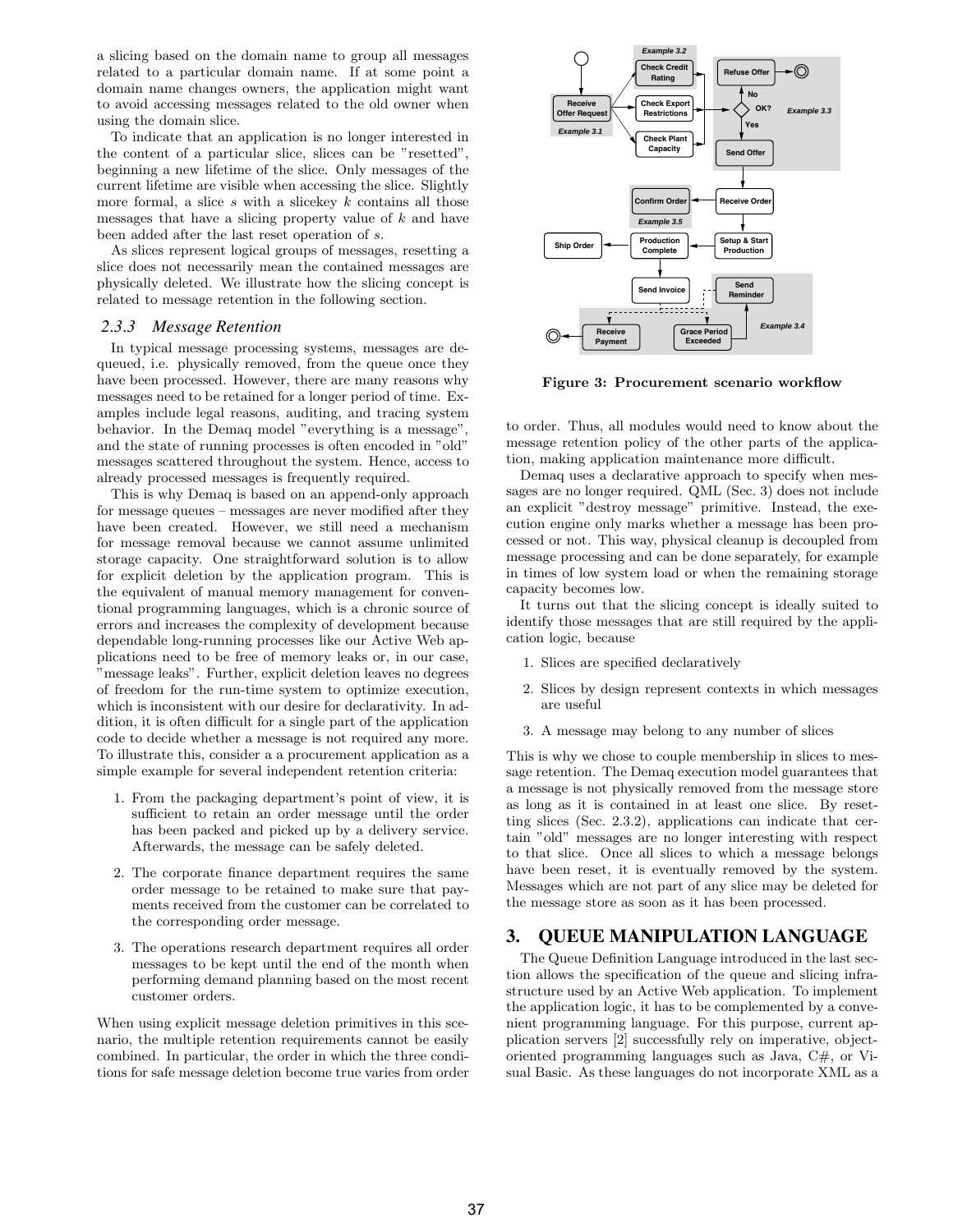a slicing based on the domain name to group all messages related to a particular domain name. If at some point a domain name changes owners, the application might want to avoid accessing messages related to the old owner when using the domain slice.

To indicate that an application is no longer interested in the content of a particular slice, slices can be "resetted", beginning a new lifetime of the slice. Only messages of the current lifetime are visible when accessing the slice. Slightly more formal, a slice $s$ with a slicekey $k$ contains all those messages that have a slicing property value of $k$ and have been added after the last reset operation of $s$.

As slices represent logical groups of messages, resetting a slice does not necessarily mean the contained messages are physically deleted. We illustrate how the slicing concept is related to message retention in the following section.

### *2.3.3 Message Retention*

In typical message processing systems, messages are dequeued, i.e. physically removed, from the queue once they have been processed. However, there are many reasons why messages need to be retained for a longer period of time. Examples include legal reasons, auditing, and tracing system behavior. In the Demaq model "everything is a message", and the state of running processes is often encoded in "old" messages scattered throughout the system. Hence, access to already processed messages is frequently required.

This is why Demaq is based on an append-only approach for message queues – messages are never modified after they have been created. However, we still need a mechanism for message removal because we cannot assume unlimited storage capacity. One straightforward solution is to allow for explicit deletion by the application program. This is the equivalent of manual memory management for conventional programming languages, which is a chronic source of errors and increases the complexity of development because dependable long-running processes like our Active Web applications need to be free of memory leaks or, in our case, "message leaks". Further, explicit deletion leaves no degrees of freedom for the run-time system to optimize execution, which is inconsistent with our desire for declarativity. In addition, it is often difficult for a single part of the application code to decide whether a message is not required any more. To illustrate this, consider a a procurement application as a simple example for several independent retention criteria:

1. From the packaging department's point of view, it is sufficient to retain an order message until the order has been packed and picked up by a delivery service. Afterwards, the message can be safely deleted.
2. The corporate finance department requires the same order message to be retained to make sure that payments received from the customer can be correlated to the corresponding order message.
3. The operations research department requires all order messages to be kept until the end of the month when performing demand planning based on the most recent customer orders.

When using explicit message deletion primitives in this scenario, the multiple retention requirements cannot be easily combined. In particular, the order in which the three conditions for safe message deletion become true varies from order to order. Thus, all modules would need to know about the message retention policy of the other parts of the application, making application maintenance more difficult.

**Figure 3: Procurement scenario workflow**

Demaq uses a declarative approach to specify when messages are no longer required. QML (Sec. 3) does not include an explicit "destroy message" primitive. Instead, the execution engine only marks whether a message has been processed or not. This way, physical cleanup is decoupled from message processing and can be done separately, for example in times of low system load or when the remaining storage capacity becomes low.

It turns out that the slicing concept is ideally suited to identify those messages that are still required by the application logic, because

1. Slices are specified declaratively
2. Slices by design represent contexts in which messages are useful
3. A message may belong to any number of slices

This is why we chose to couple membership in slices to message retention. The Demaq execution model guarantees that a message is not physically removed from the message store as long as it is contained in at least one slice. By resetting slices (Sec. 2.3.2), applications can indicate that certain "old" messages are no longer interesting with respect to that slice. Once all slices to which a message belongs have been reset, it is eventually removed by the system. Messages which are not part of any slice may be deleted for the message store as soon as it has been processed.

## 3. QUEUE MANIPULATION LANGUAGE

The Queue Definition Language introduced in the last section allows the specification of the queue and slicing infrastructure used by an Active Web application. To implement the application logic, it has to be complemented by a convenient programming language. For this purpose, current application servers [2] successfully rely on imperative, object-oriented programming languages such as Java, C#, or Visual Basic. As these languages do not incorporate XML as a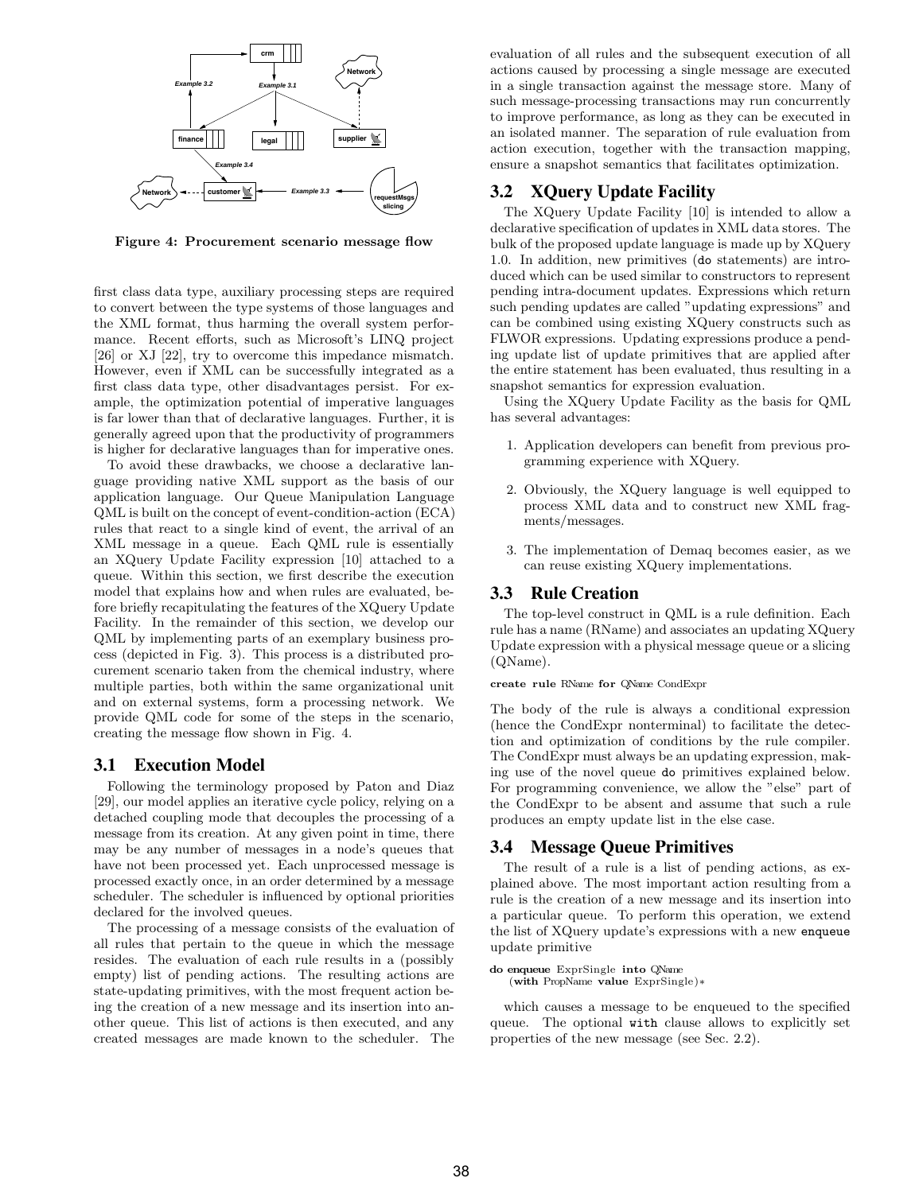Figure 4: Procurement scenario message flow

first class data type, auxiliary processing steps are required to convert between the type systems of those languages and the XML format, thus harming the overall system performance. Recent efforts, such as Microsoft's LINQ project [26] or XJ [22], try to overcome this impedance mismatch. However, even if XML can be successfully integrated as a first class data type, other disadvantages persist. For example, the optimization potential of imperative languages is far lower than that of declarative languages. Further, it is generally agreed upon that the productivity of programmers is higher for declarative languages than for imperative ones.

To avoid these drawbacks, we choose a declarative language providing native XML support as the basis of our application language. Our Queue Manipulation Language QML is built on the concept of event-condition-action (ECA) rules that react to a single kind of event, the arrival of an XML message in a queue. Each QML rule is essentially an XQuery Update Facility expression [10] attached to a queue. Within this section, we first describe the execution model that explains how and when rules are evaluated, before briefly recapitulating the features of the XQuery Update Facility. In the remainder of this section, we develop our QML by implementing parts of an exemplary business process (depicted in Fig. 3). This process is a distributed procurement scenario taken from the chemical industry, where multiple parties, both within the same organizational unit and on external systems, form a processing network. We provide QML code for some of the steps in the scenario, creating the message flow shown in Fig. 4.

## 3.1 Execution Model

Following the terminology proposed by Paton and Diaz [29], our model applies an iterative cycle policy, relying on a detached coupling mode that decouples the processing of a message from its creation. At any given point in time, there may be any number of messages in a node's queues that have not been processed yet. Each unprocessed message is processed exactly once, in an order determined by a message scheduler. The scheduler is influenced by optional priorities declared for the involved queues.

The processing of a message consists of the evaluation of all rules that pertain to the queue in which the message resides. The evaluation of each rule results in a (possibly empty) list of pending actions. The resulting actions are state-updating primitives, with the most frequent action being the creation of a new message and its insertion into another queue. This list of actions is then executed, and any created messages are made known to the scheduler. The evaluation of all rules and the subsequent execution of all actions caused by processing a single message are executed in a single transaction against the message store. Many of such message-processing transactions may run concurrently to improve performance, as long as they can be executed in an isolated manner. The separation of rule evaluation from action execution, together with the transaction mapping, ensure a snapshot semantics that facilitates optimization.

## 3.2 XQuery Update Facility

The XQuery Update Facility [10] is intended to allow a declarative specification of updates in XML data stores. The bulk of the proposed update language is made up by XQuery 1.0. In addition, new primitives (`do` statements) are introduced which can be used similar to constructors to represent pending intra-document updates. Expressions which return such pending updates are called "updating expressions" and can be combined using existing XQuery constructs such as FLWOR expressions. Updating expressions produce a pending update list of update primitives that are applied after the entire statement has been evaluated, thus resulting in a snapshot semantics for expression evaluation.

Using the XQuery Update Facility as the basis for QML has several advantages:

1. Application developers can benefit from previous programming experience with XQuery.
2. Obviously, the XQuery language is well equipped to process XML data and to construct new XML fragments/messages.
3. The implementation of Demaq becomes easier, as we can reuse existing XQuery implementations.

## 3.3 Rule Creation

The top-level construct in QML is a rule definition. Each rule has a name (RName) and associates an updating XQuery Update expression with a physical message queue or a slicing (QName).

```
create rule RName for QName CondExpr
```

The body of the rule is always a conditional expression (hence the CondExpr nonterminal) to facilitate the detection and optimization of conditions by the rule compiler. The CondExpr must always be an updating expression, making use of the novel queue `do` primitives explained below. For programming convenience, we allow the "else" part of the CondExpr to be absent and assume that such a rule produces an empty update list in the else case.

## 3.4 Message Queue Primitives

The result of a rule is a list of pending actions, as explained above. The most important action resulting from a rule is the creation of a new message and its insertion into a particular queue. To perform this operation, we extend the list of XQuery update's expressions with a new `enqueue` update primitive

```
do enqueue ExprSingle into QName
  (with PropName value ExprSingle)*
```

which causes a message to be enqueued to the specified queue. The optional `with` clause allows to explicitly set properties of the new message (see Sec. 2.2).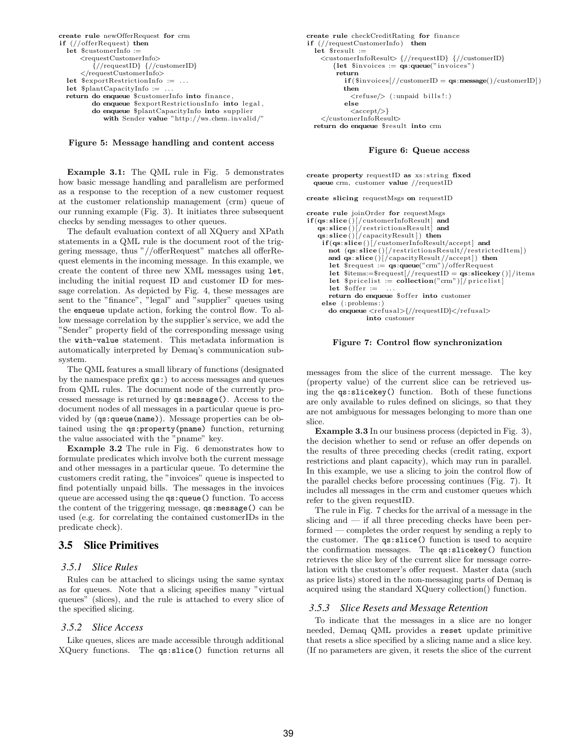```
create rule newOfferRequest for crm
if (//offerRequest) then
  let $customerInfo :=
      <requestCustomerInfo>
          {//requestID} {//customerID}
      </requestCustomerInfo>
  let $exportRestrictionInfo := ...
  let $plantCapacityInfo := ...
  return do enqueue $customerInfo into finance,
         do enqueue $exportRestrictionsInfo into legal,
         do enqueue $plantCapacityInfo into supplier
            with Sender value "http://ws.chem.invalid/"
```

**Figure 5: Message handling and content access**

**Example 3.1:** The QML rule in Fig. 5 demonstrates how basic message handling and parallelism are performed as a response to the reception of a new customer request at the customer relationship management (crm) queue of our running example (Fig. 3). It initiates three subsequent checks by sending messages to other queues.

The default evaluation context of all XQuery and XPath statements in a QML rule is the document root of the triggering message, thus "//offerRequest" matches all offerRequest elements in the incoming message. In this example, we create the content of three new XML messages using `let`, including the initial request ID and customer ID for message correlation. As depicted by Fig. 4, these messages are sent to the "finance", "legal" and "supplier" queues using the `enqueue` update action, forking the control flow. To allow message correlation by the supplier's service, we add the "Sender" property field of the corresponding message using the `with-value` statement. This metadata information is automatically interpreted by Demaq's communication subsystem.

The QML features a small library of functions (designated by the namespace prefix `qs:`) to access messages and queues from QML rules. The document node of the currently processed message is returned by `qs:message()`. Access to the document nodes of all messages in a particular queue is provided by (`qs:queue(name)`). Message properties can be obtained using the `qs:property(pname)` function, returning the value associated with the "pname" key.

**Example 3.2** The rule in Fig. 6 demonstrates how to formulate predicates which involve both the current message and other messages in a particular queue. To determine the customers credit rating, the "invoices" queue is inspected to find potentially unpaid bills. The messages in the invoices queue are accessed using the `qs:queue()` function. To access the content of the triggering message, `qs:message()` can be used (e.g. for correlating the contained customerIDs in the predicate check).

## 3.5 Slice Primitives

### 3.5.1 Slice Rules

Rules can be attached to slicings using the same syntax as for queues. Note that a slicing specifies many "virtual queues" (slices), and the rule is attached to every slice of the specified slicing.

### 3.5.2 Slice Access

Like queues, slices are made accessible through additional XQuery functions. The `qs:slice()` function returns all

```
create rule checkCreditRating for finance
if (//requestCustomerInfo) then
  let $result :=
    <customerInfoResult> {//requestID} {//customerID}
        {let $invoices := qs:queue("invoices")
         return
           if($invoices[//customerID = qs:message()/customerID])
           then
             <refuse/> (:unpaid bills!:)
           else
             <accept/>}
    </customerInfoResult>
  return do enqueue $result into crm
```

**Figure 6: Queue access**

```
create property requestID as xs:string fixed
  queue crm, customer value //requestID

create slicing requestMsgs on requestID

create rule joinOrder for requestMsgs
if(qs:slice()[/customerInfoResult] and
   qs:slice()[/restrictionsResult] and
   qs:slice()[/capacityResult]) then
   if(qs:slice()[/customerInfoResult/accept] and
      not (qs:slice()[/restrictionsResult//restrictedItem])
      and qs:slice()[/capacityResult//accept]) then
      let $request := qs:queue("crm")/offerRequest
      let $items:=$request[//requestID = qs:slicekey()]/items
      let $pricelist := collection("crm")[/pricelist]
      let $offer := ...
      return do enqueue $offer into customer
   else (:problems:)
     do enqueue <refusal>{//requestID}</refusal>
              into customer
```

**Figure 7: Control flow synchronization**

messages from the slice of the current message. The key (property value) of the current slice can be retrieved using the `qs:slicekey()` function. Both of these functions are only available to rules defined on slicings, so that they are not ambiguous for messages belonging to more than one slice.

**Example 3.3** In our business process (depicted in Fig. 3), the decision whether to send or refuse an offer depends on the results of three preceding checks (credit rating, export restrictions and plant capacity), which may run in parallel. In this example, we use a slicing to join the control flow of the parallel checks before processing continues (Fig. 7). It includes all messages in the crm and customer queues which refer to the given requestID.

The rule in Fig. 7 checks for the arrival of a message in the slicing and — if all three preceding checks have been performed — completes the order request by sending a reply to the customer. The `qs:slice()` function is used to acquire the confirmation messages. The `qs:slicekey()` function retrieves the slice key of the current slice for message correlation with the customer's offer request. Master data (such as price lists) stored in the non-messaging parts of Demaq is acquired using the standard XQuery collection() function.

### 3.5.3 Slice Resets and Message Retention

To indicate that the messages in a slice are no longer needed, Demaq QML provides a `reset` update primitive that resets a slice specified by a slicing name and a slice key. (If no parameters are given, it resets the slice of the current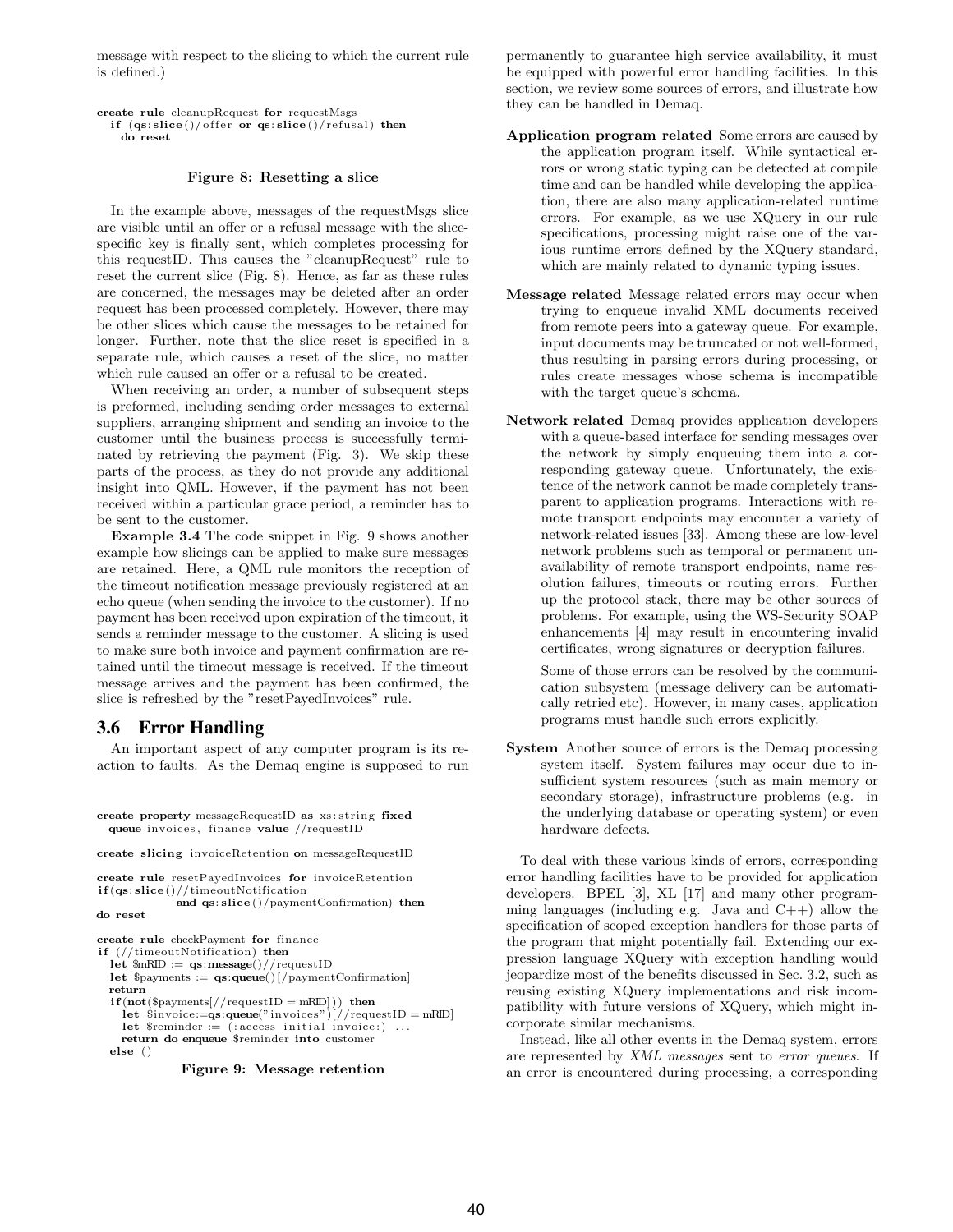message with respect to the slicing to which the current rule is defined.)

```
create rule cleanupRequest for requestMsgs
  if (qs:slice()/offer or qs:slice()/refusal) then
    do reset
```

**Figure 8: Resetting a slice**

In the example above, messages of the requestMsgs slice are visible until an offer or a refusal message with the slice-specific key is finally sent, which completes processing for this requestID. This causes the "cleanupRequest" rule to reset the current slice (Fig. 8). Hence, as far as these rules are concerned, the messages may be deleted after an order request has been processed completely. However, there may be other slices which cause the messages to be retained for longer. Further, note that the slice reset is specified in a separate rule, which causes a reset of the slice, no matter which rule caused an offer or a refusal to be created.

When receiving an order, a number of subsequent steps is preformed, including sending order messages to external suppliers, arranging shipment and sending an invoice to the customer until the business process is successfully terminated by retrieving the payment (Fig. 3). We skip these parts of the process, as they do not provide any additional insight into QML. However, if the payment has not been received within a particular grace period, a reminder has to be sent to the customer.

**Example 3.4** The code snippet in Fig. 9 shows another example how slicings can be applied to make sure messages are retained. Here, a QML rule monitors the reception of the timeout notification message previously registered at an echo queue (when sending the invoice to the customer). If no payment has been received upon expiration of the timeout, it sends a reminder message to the customer. A slicing is used to make sure both invoice and payment confirmation are retained until the timeout message is received. If the timeout message arrives and the payment has been confirmed, the slice is refreshed by the "resetPayedInvoices" rule.

```
create property messageRequestID as xs:string fixed
  queue invoices, finance value //requestID

create slicing invoiceRetention on messageRequestID

create rule resetPayedInvoices for invoiceRetention
if(qs:slice()//timeoutNotification
            and qs:slice()/paymentConfirmation) then
do reset

create rule checkPayment for finance
if (//timeoutNotification) then
  let $mRID := qs:message()//requestID
  let $payments := qs:queue()[/paymentConfirmation]
  return
  if(not($payments[//requestID = mRID])) then
    let $invoice:=qs:queue("invoices")[//requestID = mRID]
    let $reminder := (:access initial invoice:) ...
    return do enqueue $reminder into customer
  else ()
```

**Figure 9: Message retention**

## 3.6 Error Handling

An important aspect of any computer program is its reaction to faults. As the Demaq engine is supposed to run permanently to guarantee high service availability, it must be equipped with powerful error handling facilities. In this section, we review some sources of errors, and illustrate how they can be handled in Demaq.

**Application program related** Some errors are caused by the application program itself. While syntactical errors or wrong static typing can be detected at compile time and can be handled while developing the application, there are also many application-related runtime errors. For example, as we use XQuery in our rule specifications, processing might raise one of the various runtime errors defined by the XQuery standard, which are mainly related to dynamic typing issues.

**Message related** Message related errors may occur when trying to enqueue invalid XML documents received from remote peers into a gateway queue. For example, input documents may be truncated or not well-formed, thus resulting in parsing errors during processing, or rules create messages whose schema is incompatible with the target queue's schema.

**Network related** Demaq provides application developers with a queue-based interface for sending messages over the network by simply enqueuing them into a corresponding gateway queue. Unfortunately, the existence of the network cannot be made completely transparent to application programs. Interactions with remote transport endpoints may encounter a variety of network-related issues [33]. Among these are low-level network problems such as temporal or permanent unavailability of remote transport endpoints, name resolution failures, timeouts or routing errors. Further up the protocol stack, there may be other sources of problems. For example, using the WS-Security SOAP enhancements [4] may result in encountering invalid certificates, wrong signatures or decryption failures.

Some of those errors can be resolved by the communication subsystem (message delivery can be automatically retried etc). However, in many cases, application programs must handle such errors explicitly.

**System** Another source of errors is the Demaq processing system itself. System failures may occur due to insufficient system resources (such as main memory or secondary storage), infrastructure problems (e.g. in the underlying database or operating system) or even hardware defects.

To deal with these various kinds of errors, corresponding error handling facilities have to be provided for application developers. BPEL [3], XL [17] and many other programming languages (including e.g. Java and C++) allow the specification of scoped exception handlers for those parts of the program that might potentially fail. Extending our expression language XQuery with exception handling would jeopardize most of the benefits discussed in Sec. 3.2, such as reusing existing XQuery implementations and risk incompatibility with future versions of XQuery, which might incorporate similar mechanisms.

Instead, like all other events in the Demaq system, errors are represented by *XML messages* sent to *error queues*. If an error is encountered during processing, a corresponding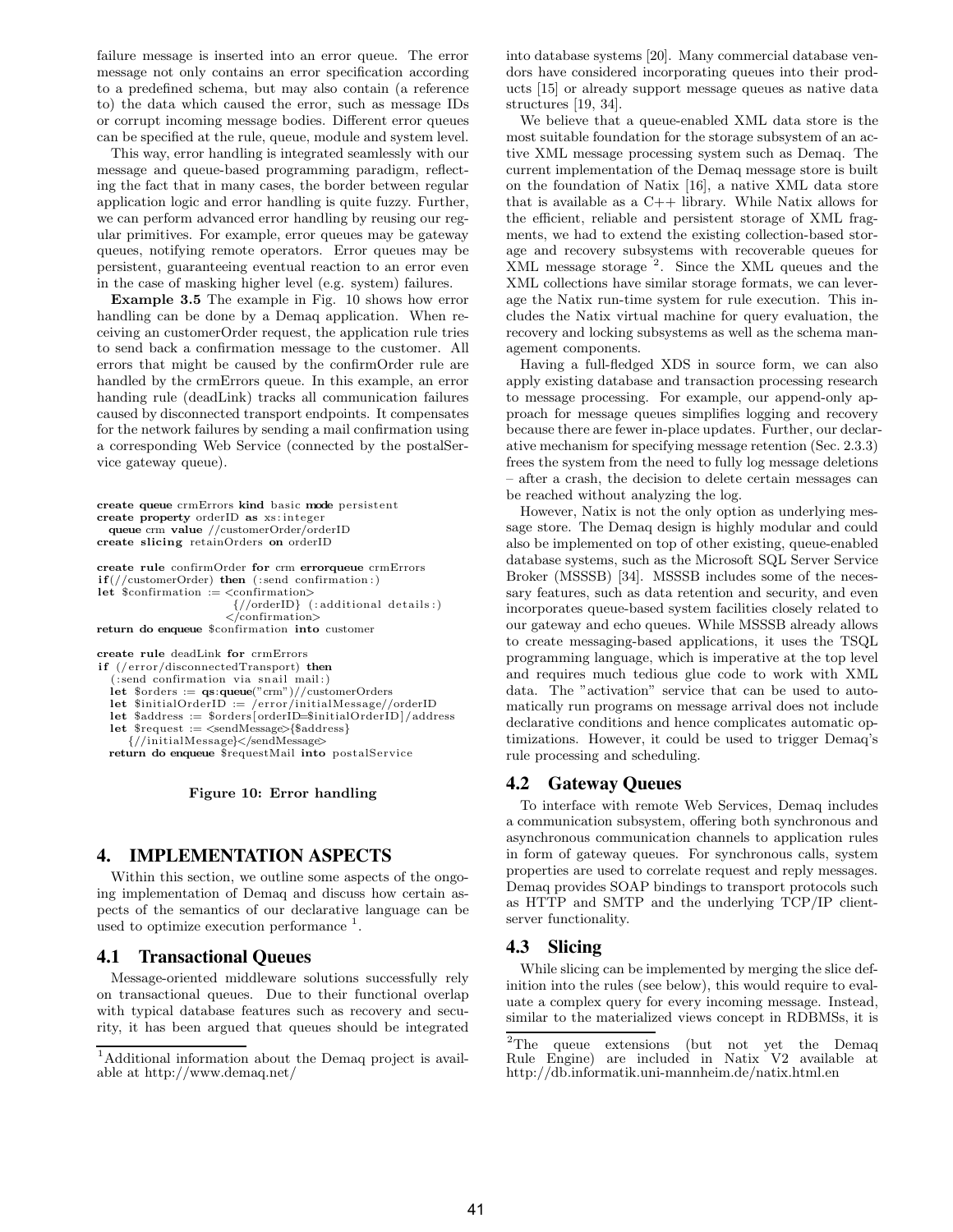failure message is inserted into an error queue. The error message not only contains an error specification according to a predefined schema, but may also contain (a reference to) the data which caused the error, such as message IDs or corrupt incoming message bodies. Different error queues can be specified at the rule, queue, module and system level.

This way, error handling is integrated seamlessly with our message and queue-based programming paradigm, reflecting the fact that in many cases, the border between regular application logic and error handling is quite fuzzy. Further, we can perform advanced error handling by reusing our regular primitives. For example, error queues may be gateway queues, notifying remote operators. Error queues may be persistent, guaranteeing eventual reaction to an error even in the case of masking higher level (e.g. system) failures.

**Example 3.5** The example in Fig. 10 shows how error handling can be done by a Demaq application. When receiving an customerOrder request, the application rule tries to send back a confirmation message to the customer. All errors that might be caused by the confirmOrder rule are handled by the crmErrors queue. In this example, an error handing rule (deadLink) tracks all communication failures caused by disconnected transport endpoints. It compensates for the network failures by sending a mail confirmation using a corresponding Web Service (connected by the postalService gateway queue).

```
create queue crmErrors kind basic mode persistent
create property orderID as xs:integer
  queue crm value //customerOrder/orderID
create slicing retainOrders on orderID

create rule confirmOrder for crm errorqueue crmErrors
if(//customerOrder) then (:send confirmation:)
let $confirmation := <confirmation>
                       {//orderID} (:additional details:)
                     </confirmation>
return do enqueue $confirmation into customer

create rule deadLink for crmErrors
if (/error/disconnectedTransport) then
  (:send confirmation via snail mail:)
  let $orders := qs:queue("crm")//customerOrders
  let $initialOrderID := /error/initialMessage//orderID
  let $address := $orders[orderID=$initialOrderID]/address
  let $request := <sendMessage>{$address}
     {//initialMessage}</sendMessage>
  return do enqueue $requestMail into postalService
```

**Figure 10: Error handling**

## 4. IMPLEMENTATION ASPECTS

Within this section, we outline some aspects of the ongoing implementation of Demaq and discuss how certain aspects of the semantics of our declarative language can be used to optimize execution performance [1].

### 4.1 Transactional Queues

Message-oriented middleware solutions successfully rely on transactional queues. Due to their functional overlap with typical database features such as recovery and security, it has been argued that queues should be integrated into database systems [20]. Many commercial database vendors have considered incorporating queues into their products [15] or already support message queues as native data structures [19, 34].

We believe that a queue-enabled XML data store is the most suitable foundation for the storage subsystem of an active XML message processing system such as Demaq. The current implementation of the Demaq message store is built on the foundation of Natix [16], a native XML data store that is available as a C++ library. While Natix allows for the efficient, reliable and persistent storage of XML fragments, we had to extend the existing collection-based storage and recovery subsystems with recoverable queues for XML message storage [2]. Since the XML queues and the XML collections have similar storage formats, we can leverage the Natix run-time system for rule execution. This includes the Natix virtual machine for query evaluation, the recovery and locking subsystems as well as the schema management components.

Having a full-fledged XDS in source form, we can also apply existing database and transaction processing research to message processing. For example, our append-only approach for message queues simplifies logging and recovery because there are fewer in-place updates. Further, our declarative mechanism for specifying message retention (Sec. 2.3.3) frees the system from the need to fully log message deletions – after a crash, the decision to delete certain messages can be reached without analyzing the log.

However, Natix is not the only option as underlying message store. The Demaq design is highly modular and could also be implemented on top of other existing, queue-enabled database systems, such as the Microsoft SQL Server Service Broker (MSSSB) [34]. MSSSB includes some of the necessary features, such as data retention and security, and even incorporates queue-based system facilities closely related to our gateway and echo queues. While MSSSB already allows to create messaging-based applications, it uses the TSQL programming language, which is imperative at the top level and requires much tedious glue code to work with XML data. The "activation" service that can be used to automatically run programs on message arrival does not include declarative conditions and hence complicates automatic optimizations. However, it could be used to trigger Demaq's rule processing and scheduling.

### 4.2 Gateway Queues

To interface with remote Web Services, Demaq includes a communication subsystem, offering both synchronous and asynchronous communication channels to application rules in form of gateway queues. For synchronous calls, system properties are used to correlate request and reply messages. Demaq provides SOAP bindings to transport protocols such as HTTP and SMTP and the underlying TCP/IP client-server functionality.

### 4.3 Slicing

While slicing can be implemented by merging the slice definition into the rules (see below), this would require to evaluate a complex query for every incoming message. Instead, similar to the materialized views concept in RDBMSs, it is

[1] Additional information about the Demaq project is available at http://www.demaq.net/

[2] The queue extensions (but not yet the Demaq Rule Engine) are included in Natix V2 available at http://db.informatik.uni-mannheim.de/natix.html.en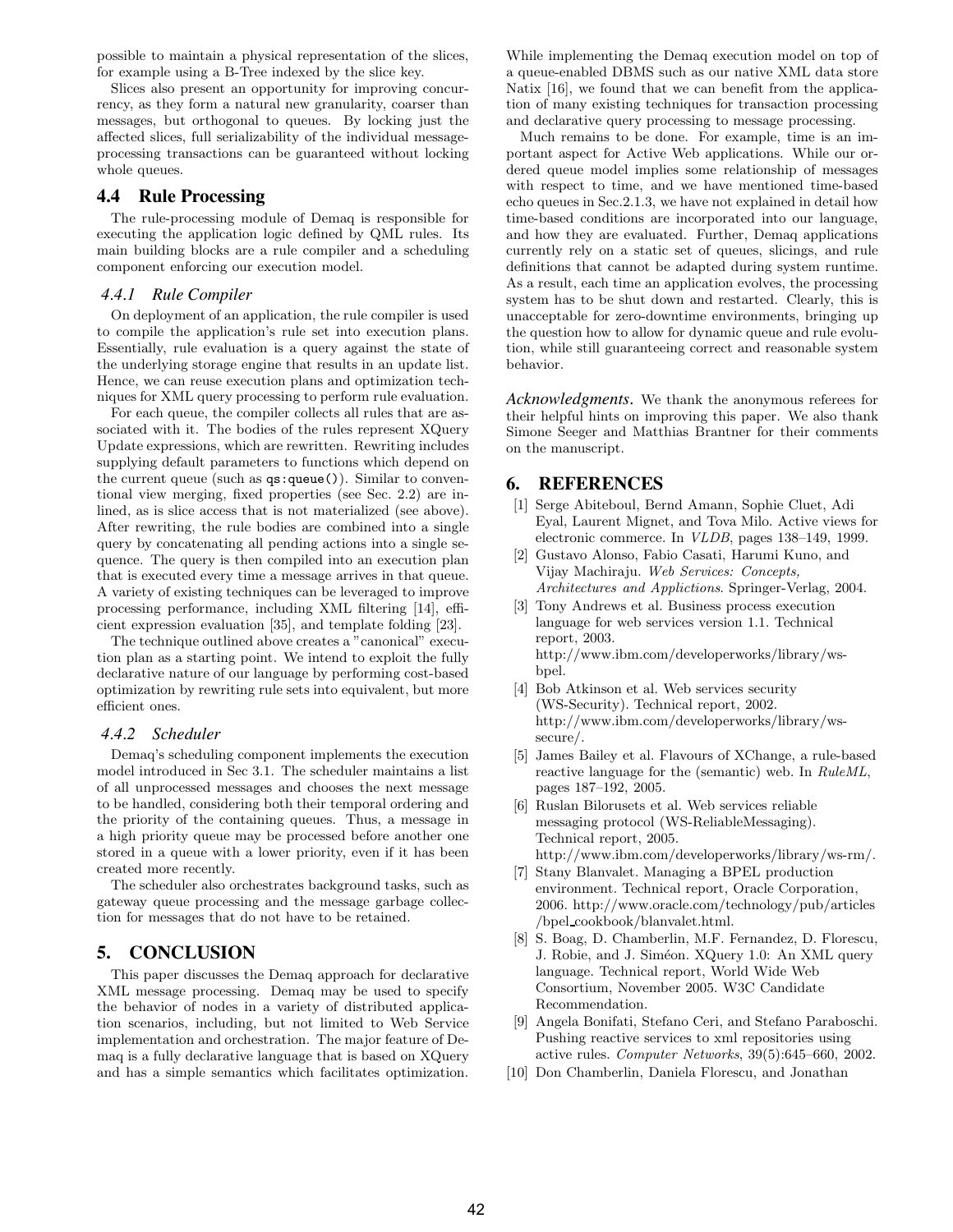possible to maintain a physical representation of the slices, for example using a B-Tree indexed by the slice key.

Slices also present an opportunity for improving concurrency, as they form a natural new granularity, coarser than messages, but orthogonal to queues. By locking just the affected slices, full serializability of the individual message-processing transactions can be guaranteed without locking whole queues.

## 4.4 Rule Processing

The rule-processing module of Demaq is responsible for executing the application logic defined by QML rules. Its main building blocks are a rule compiler and a scheduling component enforcing our execution model.

### 4.4.1 Rule Compiler

On deployment of an application, the rule compiler is used to compile the application's rule set into execution plans. Essentially, rule evaluation is a query against the state of the underlying storage engine that results in an update list. Hence, we can reuse execution plans and optimization techniques for XML query processing to perform rule evaluation.

For each queue, the compiler collects all rules that are associated with it. The bodies of the rules represent XQuery Update expressions, which are rewritten. Rewriting includes supplying default parameters to functions which depend on the current queue (such as `qs:queue()`). Similar to conventional view merging, fixed properties (see Sec. 2.2) are inlined, as is slice access that is not materialized (see above). After rewriting, the rule bodies are combined into a single query by concatenating all pending actions into a single sequence. The query is then compiled into an execution plan that is executed every time a message arrives in that queue. A variety of existing techniques can be leveraged to improve processing performance, including XML filtering [14], efficient expression evaluation [35], and template folding [23].

The technique outlined above creates a "canonical" execution plan as a starting point. We intend to exploit the fully declarative nature of our language by performing cost-based optimization by rewriting rule sets into equivalent, but more efficient ones.

### 4.4.2 Scheduler

Demaq's scheduling component implements the execution model introduced in Sec 3.1. The scheduler maintains a list of all unprocessed messages and chooses the next message to be handled, considering both their temporal ordering and the priority of the containing queues. Thus, a message in a high priority queue may be processed before another one stored in a queue with a lower priority, even if it has been created more recently.

The scheduler also orchestrates background tasks, such as gateway queue processing and the message garbage collection for messages that do not have to be retained.

# 5. CONCLUSION

This paper discusses the Demaq approach for declarative XML message processing. Demaq may be used to specify the behavior of nodes in a variety of distributed application scenarios, including, but not limited to Web Service implementation and orchestration. The major feature of Demaq is a fully declarative language that is based on XQuery and has a simple semantics which facilitates optimization.

While implementing the Demaq execution model on top of a queue-enabled DBMS such as our native XML data store Natix [16], we found that we can benefit from the application of many existing techniques for transaction processing and declarative query processing to message processing.

Much remains to be done. For example, time is an important aspect for Active Web applications. While our ordered queue model implies some relationship of messages with respect to time, and we have mentioned time-based echo queues in Sec.2.1.3, we have not explained in detail how time-based conditions are incorporated into our language, and how they are evaluated. Further, Demaq applications currently rely on a static set of queues, slicings, and rule definitions that cannot be adapted during system runtime. As a result, each time an application evolves, the processing system has to be shut down and restarted. Clearly, this is unacceptable for zero-downtime environments, bringing up the question how to allow for dynamic queue and rule evolution, while still guaranteeing correct and reasonable system behavior.

***Acknowledgments.*** We thank the anonymous referees for their helpful hints on improving this paper. We also thank Simone Seeger and Matthias Brantner for their comments on the manuscript.

# 6. REFERENCES

[1] Serge Abiteboul, Bernd Amann, Sophie Cluet, Adi Eyal, Laurent Mignet, and Tova Milo. Active views for electronic commerce. In *VLDB*, pages 138–149, 1999.

[2] Gustavo Alonso, Fabio Casati, Harumi Kuno, and Vijay Machiraju. *Web Services: Concepts, Architectures and Applictions*. Springer-Verlag, 2004.

[3] Tony Andrews et al. Business process execution language for web services version 1.1. Technical report, 2003. http://www.ibm.com/developerworks/library/ws-bpel.

[4] Bob Atkinson et al. Web services security (WS-Security). Technical report, 2002. http://www.ibm.com/developerworks/library/ws-secure/.

[5] James Bailey et al. Flavours of XChange, a rule-based reactive language for the (semantic) web. In *RuleML*, pages 187–192, 2005.

[6] Ruslan Bilorusets et al. Web services reliable messaging protocol (WS-ReliableMessaging). Technical report, 2005. http://www.ibm.com/developerworks/library/ws-rm/.

[7] Stany Blanvalet. Managing a BPEL production environment. Technical report, Oracle Corporation, 2006. http://www.oracle.com/technology/pub/articles/bpel_cookbook/blanvalet.html.

[8] S. Boag, D. Chamberlin, M.F. Fernandez, D. Florescu, J. Robie, and J. Siméon. XQuery 1.0: An XML query language. Technical report, World Wide Web Consortium, November 2005. W3C Candidate Recommendation.

[9] Angela Bonifati, Stefano Ceri, and Stefano Paraboschi. Pushing reactive services to xml repositories using active rules. *Computer Networks*, 39(5):645–660, 2002.

[10] Don Chamberlin, Daniela Florescu, and Jonathan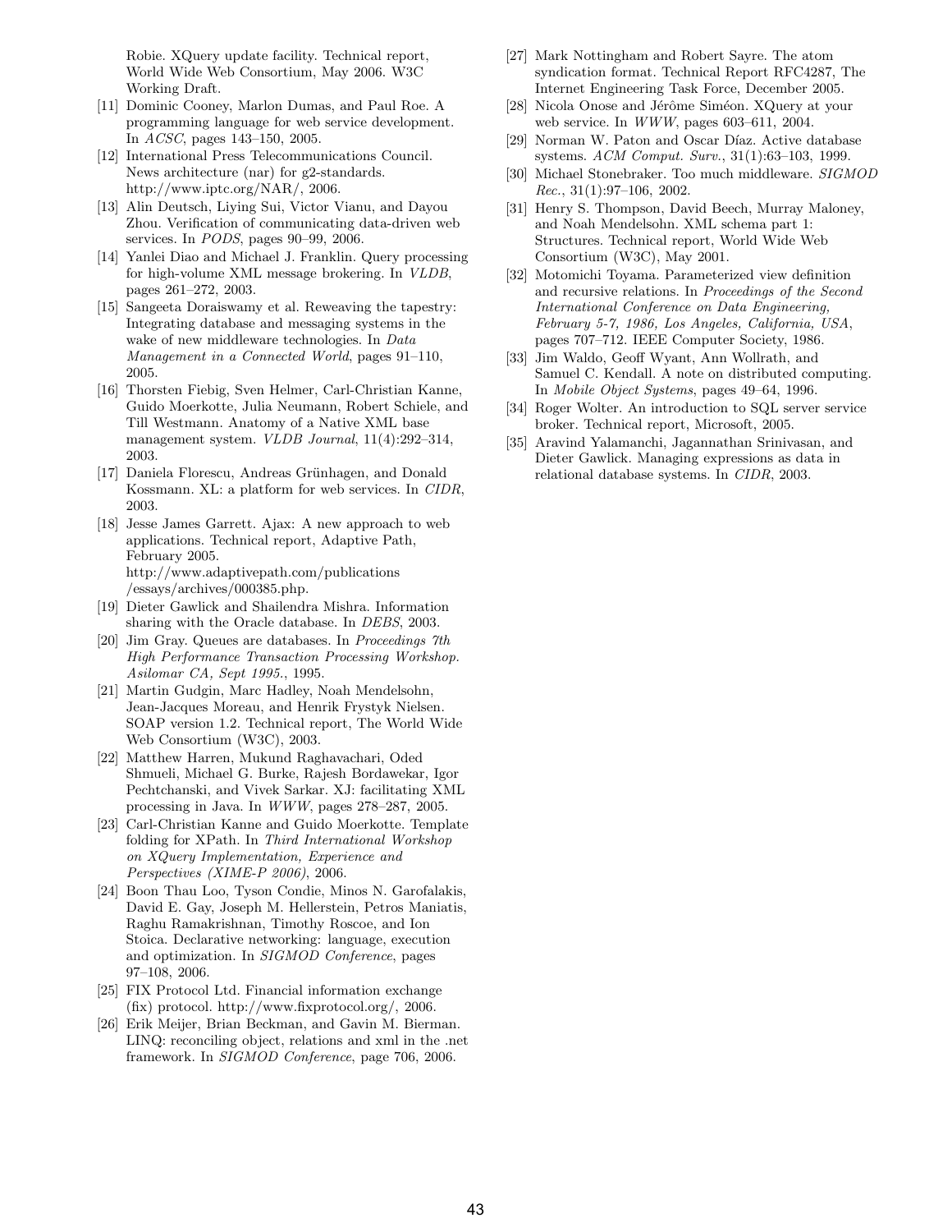Robie. XQuery update facility. Technical report, World Wide Web Consortium, May 2006. W3C Working Draft.

[11] Dominic Cooney, Marlon Dumas, and Paul Roe. A programming language for web service development. In *ACSC*, pages 143–150, 2005.

[12] International Press Telecommunications Council. News architecture (nar) for g2-standards. http://www.iptc.org/NAR/, 2006.

[13] Alin Deutsch, Liying Sui, Victor Vianu, and Dayou Zhou. Verification of communicating data-driven web services. In *PODS*, pages 90–99, 2006.

[14] Yanlei Diao and Michael J. Franklin. Query processing for high-volume XML message brokering. In *VLDB*, pages 261–272, 2003.

[15] Sangeeta Doraiswamy et al. Reweaving the tapestry: Integrating database and messaging systems in the wake of new middleware technologies. In *Data Management in a Connected World*, pages 91–110, 2005.

[16] Thorsten Fiebig, Sven Helmer, Carl-Christian Kanne, Guido Moerkotte, Julia Neumann, Robert Schiele, and Till Westmann. Anatomy of a Native XML base management system. *VLDB Journal*, 11(4):292–314, 2003.

[17] Daniela Florescu, Andreas Grünhagen, and Donald Kossmann. XL: a platform for web services. In *CIDR*, 2003.

[18] Jesse James Garrett. Ajax: A new approach to web applications. Technical report, Adaptive Path, February 2005. http://www.adaptivepath.com/publications /essays/archives/000385.php.

[19] Dieter Gawlick and Shailendra Mishra. Information sharing with the Oracle database. In *DEBS*, 2003.

[20] Jim Gray. Queues are databases. In *Proceedings 7th High Performance Transaction Processing Workshop. Asilomar CA, Sept 1995.*, 1995.

[21] Martin Gudgin, Marc Hadley, Noah Mendelsohn, Jean-Jacques Moreau, and Henrik Frystyk Nielsen. SOAP version 1.2. Technical report, The World Wide Web Consortium (W3C), 2003.

[22] Matthew Harren, Mukund Raghavachari, Oded Shmueli, Michael G. Burke, Rajesh Bordawekar, Igor Pechtchanski, and Vivek Sarkar. XJ: facilitating XML processing in Java. In *WWW*, pages 278–287, 2005.

[23] Carl-Christian Kanne and Guido Moerkotte. Template folding for XPath. In *Third International Workshop on XQuery Implementation, Experience and Perspectives (XIME-P 2006)*, 2006.

[24] Boon Thau Loo, Tyson Condie, Minos N. Garofalakis, David E. Gay, Joseph M. Hellerstein, Petros Maniatis, Raghu Ramakrishnan, Timothy Roscoe, and Ion Stoica. Declarative networking: language, execution and optimization. In *SIGMOD Conference*, pages 97–108, 2006.

[25] FIX Protocol Ltd. Financial information exchange (fix) protocol. http://www.fixprotocol.org/, 2006.

[26] Erik Meijer, Brian Beckman, and Gavin M. Bierman. LINQ: reconciling object, relations and xml in the .net framework. In *SIGMOD Conference*, page 706, 2006.

[27] Mark Nottingham and Robert Sayre. The atom syndication format. Technical Report RFC4287, The Internet Engineering Task Force, December 2005.

[28] Nicola Onose and Jérôme Siméon. XQuery at your web service. In *WWW*, pages 603–611, 2004.

[29] Norman W. Paton and Oscar Díaz. Active database systems. *ACM Comput. Surv.*, 31(1):63–103, 1999.

[30] Michael Stonebraker. Too much middleware. *SIGMOD Rec.*, 31(1):97–106, 2002.

[31] Henry S. Thompson, David Beech, Murray Maloney, and Noah Mendelsohn. XML schema part 1: Structures. Technical report, World Wide Web Consortium (W3C), May 2001.

[32] Motomichi Toyama. Parameterized view definition and recursive relations. In *Proceedings of the Second International Conference on Data Engineering, February 5-7, 1986, Los Angeles, California, USA*, pages 707–712. IEEE Computer Society, 1986.

[33] Jim Waldo, Geoff Wyant, Ann Wollrath, and Samuel C. Kendall. A note on distributed computing. In *Mobile Object Systems*, pages 49–64, 1996.

[34] Roger Wolter. An introduction to SQL server service broker. Technical report, Microsoft, 2005.

[35] Aravind Yalamanchi, Jagannathan Srinivasan, and Dieter Gawlick. Managing expressions as data in relational database systems. In *CIDR*, 2003.